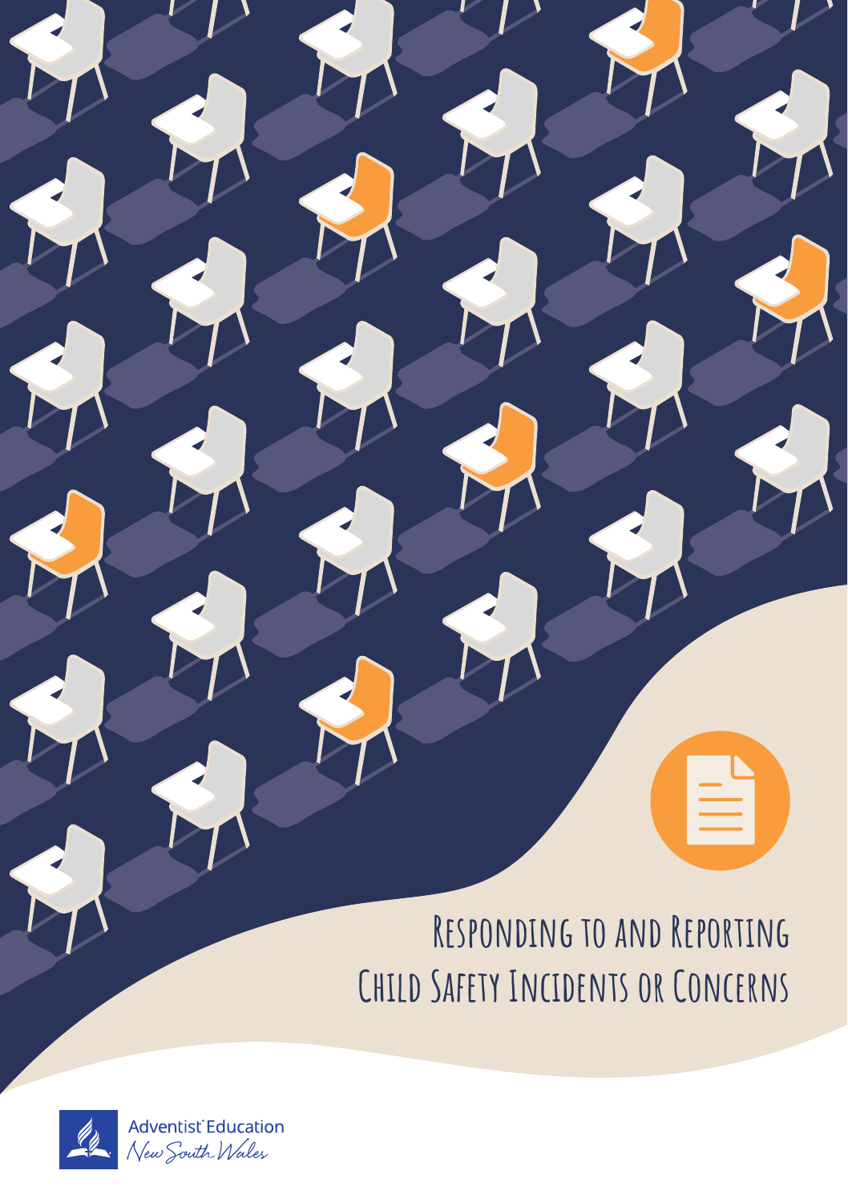# Responding to and Reporting Child Safety Incidents or Concerns

Adventist Education
New South Wales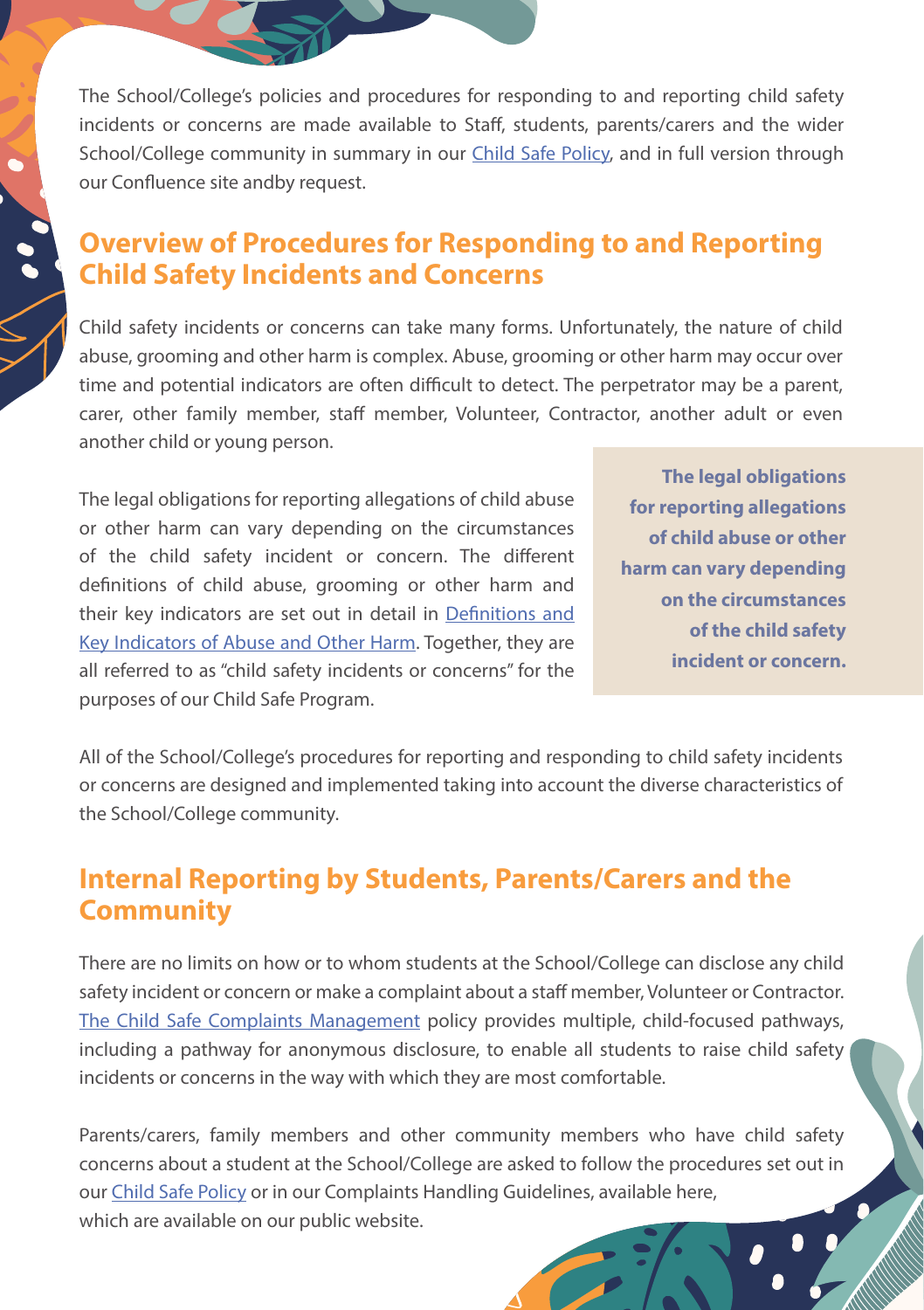The School/College's policies and procedures for responding to and reporting child safety incidents or concerns are made available to Staff, students, parents/carers and the wider School/College community in summary in our Child Safe Policy, and in full version through our Confluence site andby request.

## Overview of Procedures for Responding to and Reporting Child Safety Incidents and Concerns

Child safety incidents or concerns can take many forms. Unfortunately, the nature of child abuse, grooming and other harm is complex. Abuse, grooming or other harm may occur over time and potential indicators are often difficult to detect. The perpetrator may be a parent, carer, other family member, staff member, Volunteer, Contractor, another adult or even another child or young person.

The legal obligations for reporting allegations of child abuse or other harm can vary depending on the circumstances of the child safety incident or concern. The different definitions of child abuse, grooming or other harm and their key indicators are set out in detail in Definitions and Key Indicators of Abuse and Other Harm. Together, they are all referred to as "child safety incidents or concerns" for the purposes of our Child Safe Program.

**The legal obligations for reporting allegations of child abuse or other harm can vary depending on the circumstances of the child safety incident or concern.**

All of the School/College's procedures for reporting and responding to child safety incidents or concerns are designed and implemented taking into account the diverse characteristics of the School/College community.

## Internal Reporting by Students, Parents/Carers and the Community

There are no limits on how or to whom students at the School/College can disclose any child safety incident or concern or make a complaint about a staff member, Volunteer or Contractor. The Child Safe Complaints Management policy provides multiple, child-focused pathways, including a pathway for anonymous disclosure, to enable all students to raise child safety incidents or concerns in the way with which they are most comfortable.

Parents/carers, family members and other community members who have child safety concerns about a student at the School/College are asked to follow the procedures set out in our Child Safe Policy or in our Complaints Handling Guidelines, available here, which are available on our public website.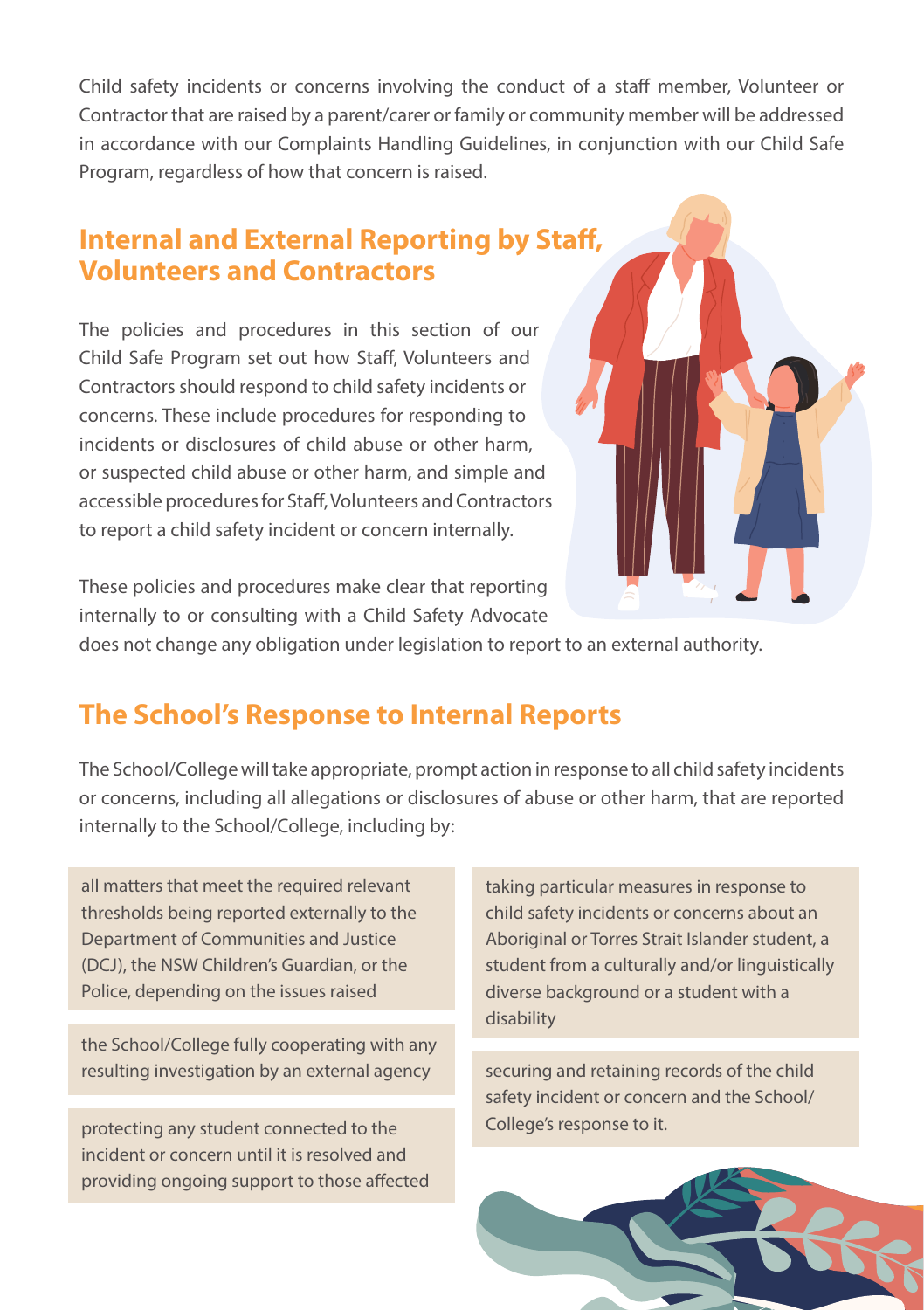Child safety incidents or concerns involving the conduct of a staff member, Volunteer or Contractor that are raised by a parent/carer or family or community member will be addressed in accordance with our Complaints Handling Guidelines, in conjunction with our Child Safe Program, regardless of how that concern is raised.

## Internal and External Reporting by Staff, Volunteers and Contractors

The policies and procedures in this section of our Child Safe Program set out how Staff, Volunteers and Contractors should respond to child safety incidents or concerns. These include procedures for responding to incidents or disclosures of child abuse or other harm, or suspected child abuse or other harm, and simple and accessible procedures for Staff, Volunteers and Contractors to report a child safety incident or concern internally.

These policies and procedures make clear that reporting internally to or consulting with a Child Safety Advocate does not change any obligation under legislation to report to an external authority.

## The School's Response to Internal Reports

The School/College will take appropriate, prompt action in response to all child safety incidents or concerns, including all allegations or disclosures of abuse or other harm, that are reported internally to the School/College, including by:

- all matters that meet the required relevant thresholds being reported externally to the Department of Communities and Justice (DCJ), the NSW Children's Guardian, or the Police, depending on the issues raised
- the School/College fully cooperating with any resulting investigation by an external agency
- protecting any student connected to the incident or concern until it is resolved and providing ongoing support to those affected
- taking particular measures in response to child safety incidents or concerns about an Aboriginal or Torres Strait Islander student, a student from a culturally and/or linguistically diverse background or a student with a disability
- securing and retaining records of the child safety incident or concern and the School/College's response to it.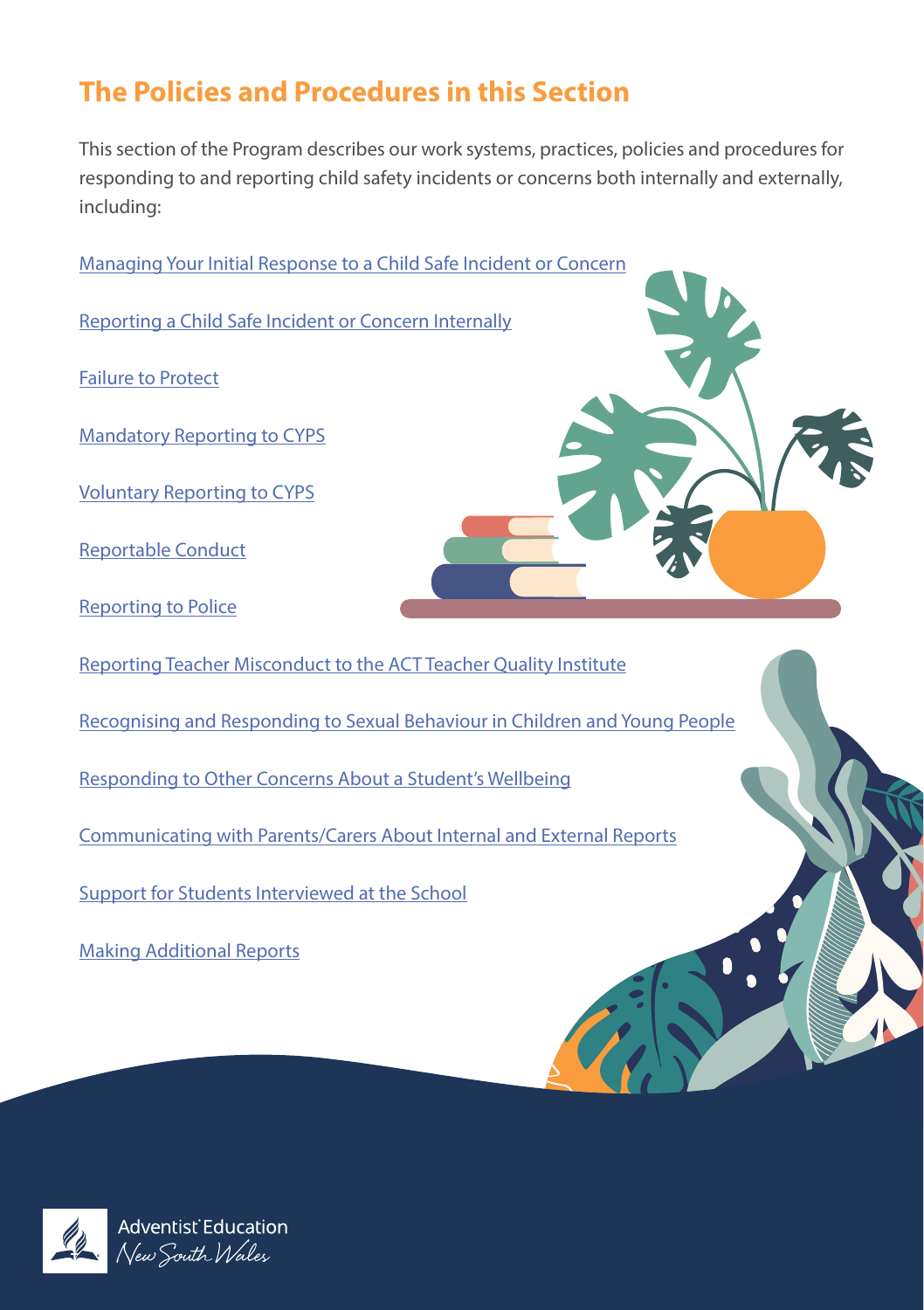## The Policies and Procedures in this Section

This section of the Program describes our work systems, practices, policies and procedures for responding to and reporting child safety incidents or concerns both internally and externally, including:

Managing Your Initial Response to a Child Safe Incident or Concern

Reporting a Child Safe Incident or Concern Internally

Failure to Protect

Mandatory Reporting to CYPS

Voluntary Reporting to CYPS

Reportable Conduct

Reporting to Police

Reporting Teacher Misconduct to the ACT Teacher Quality Institute

Recognising and Responding to Sexual Behaviour in Children and Young People

Responding to Other Concerns About a Student's Wellbeing

Communicating with Parents/Carers About Internal and External Reports

Support for Students Interviewed at the School

Making Additional Reports

Adventist Education
New South Wales